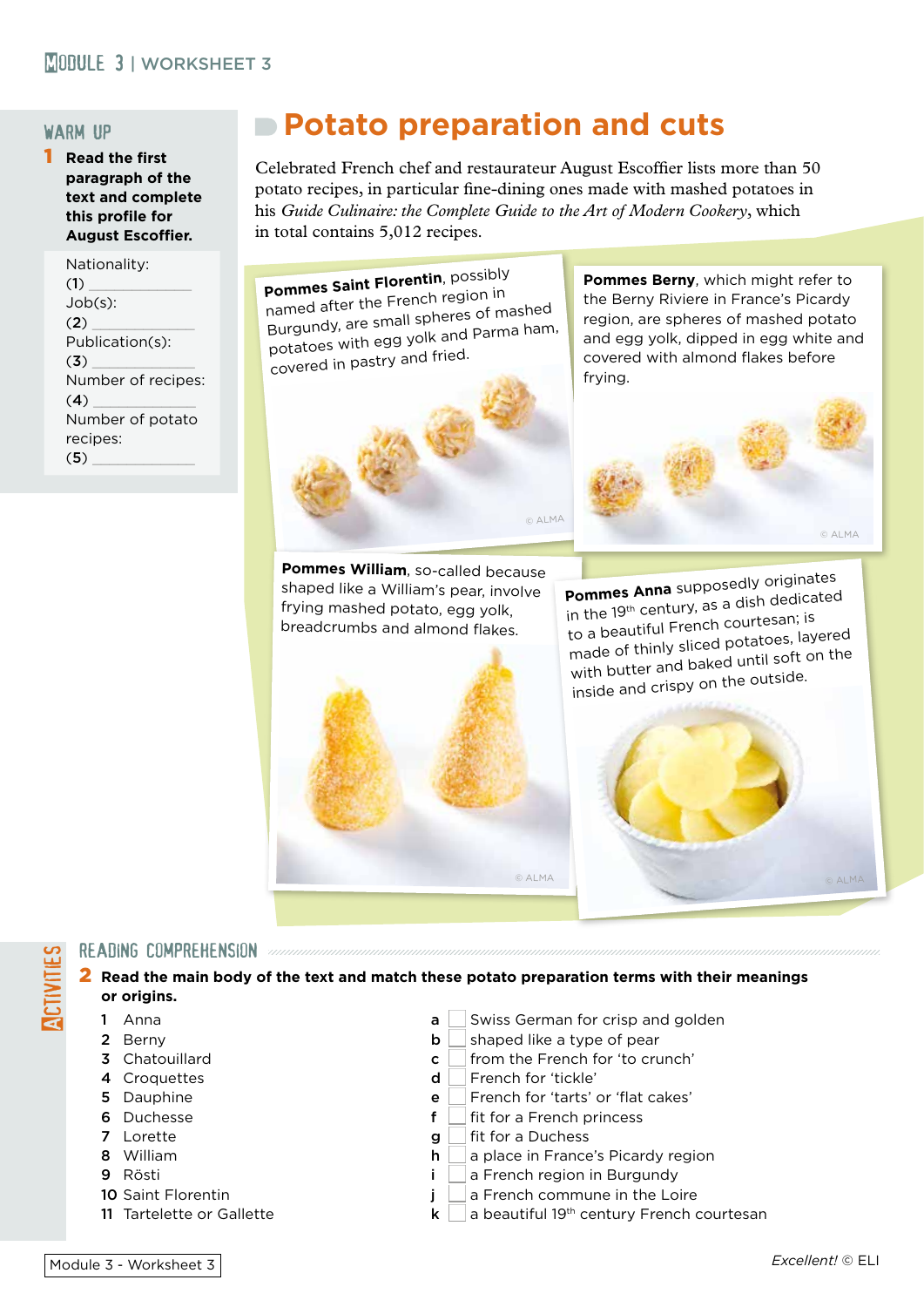## WARM UP

**1 Read the first paragraph of the text and complete this profile for August Escoffier.**

Nationality:
(1) ____________
Job(s):
(2) ____________
Publication(s):
(3) ____________
Number of recipes:
(4) ____________
Number of potato recipes:
(5) ____________

# Potato preparation and cuts

Celebrated French chef and restaurateur August Escoffier lists more than 50 potato recipes, in particular fine-dining ones made with mashed potatoes in his *Guide Culinaire: the Complete Guide to the Art of Modern Cookery*, which in total contains 5,012 recipes.

**Pommes Saint Florentin**, possibly named after the French region in Burgundy, are small spheres of mashed potatoes with egg yolk and Parma ham, covered in pastry and fried.

**Pommes Berny**, which might refer to the Berny Riviere in France's Picardy region, are spheres of mashed potato and egg yolk, dipped in egg white and covered with almond flakes before frying.

**Pommes William**, so-called because shaped like a William's pear, involve frying mashed potato, egg yolk, breadcrumbs and almond flakes.

**Pommes Anna** supposedly originates in the 19th century, as a dish dedicated to a beautiful French courtesan; is made of thinly sliced potatoes, layered with butter and baked until soft on the inside and crispy on the outside.

## READING COMPREHENSION

**2 Read the main body of the text and match these potato preparation terms with their meanings or origins.**

1 Anna
2 Berny
3 Chatouillard
4 Croquettes
5 Dauphine
6 Duchesse
7 Lorette
8 William
9 Rösti
10 Saint Florentin
11 Tartelette or Gallette

a ☐ Swiss German for crisp and golden
b ☐ shaped like a type of pear
c ☐ from the French for 'to crunch'
d ☐ French for 'tickle'
e ☐ French for 'tarts' or 'flat cakes'
f ☐ fit for a French princess
g ☐ fit for a Duchess
h ☐ a place in France's Picardy region
i ☐ a French region in Burgundy
j ☐ a French commune in the Loire
k ☐ a beautiful 19th century French courtesan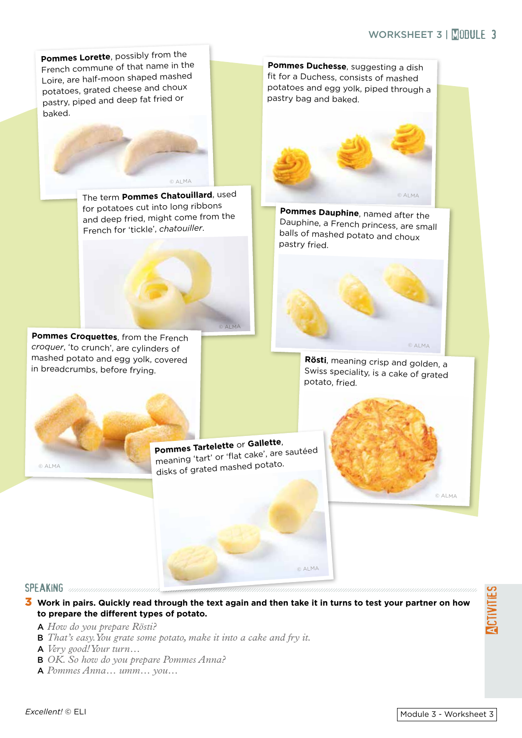**Pommes Lorette**, possibly from the French commune of that name in the Loire, are half-moon shaped mashed potatoes, grated cheese and choux pastry, piped and deep fat fried or baked.

**Pommes Duchesse**, suggesting a dish fit for a Duchess, consists of mashed potatoes and egg yolk, piped through a pastry bag and baked.

The term **Pommes Chatouillard**, used for potatoes cut into long ribbons and deep fried, might come from the French for 'tickle', *chatouiller*.

**Pommes Dauphine**, named after the Dauphine, a French princess, are small balls of mashed potato and choux pastry fried.

**Pommes Croquettes**, from the French *croquer*, 'to crunch', are cylinders of mashed potato and egg yolk, covered in breadcrumbs, before frying.

**Rösti**, meaning crisp and golden, a Swiss speciality, is a cake of grated potato, fried.

**Pommes Tartelette** or **Gallette**, meaning 'tart' or 'flat cake', are sautéed disks of grated mashed potato.

## SPEAKING

**3** **Work in pairs. Quickly read through the text again and then take it in turns to test your partner on how to prepare the different types of potato.**

**A** *How do you prepare Rösti?*
**B** *That's easy. You grate some potato, make it into a cake and fry it.*
**A** *Very good! Your turn…*
**B** *OK. So how do you prepare Pommes Anna?*
**A** *Pommes Anna… umm… you…*